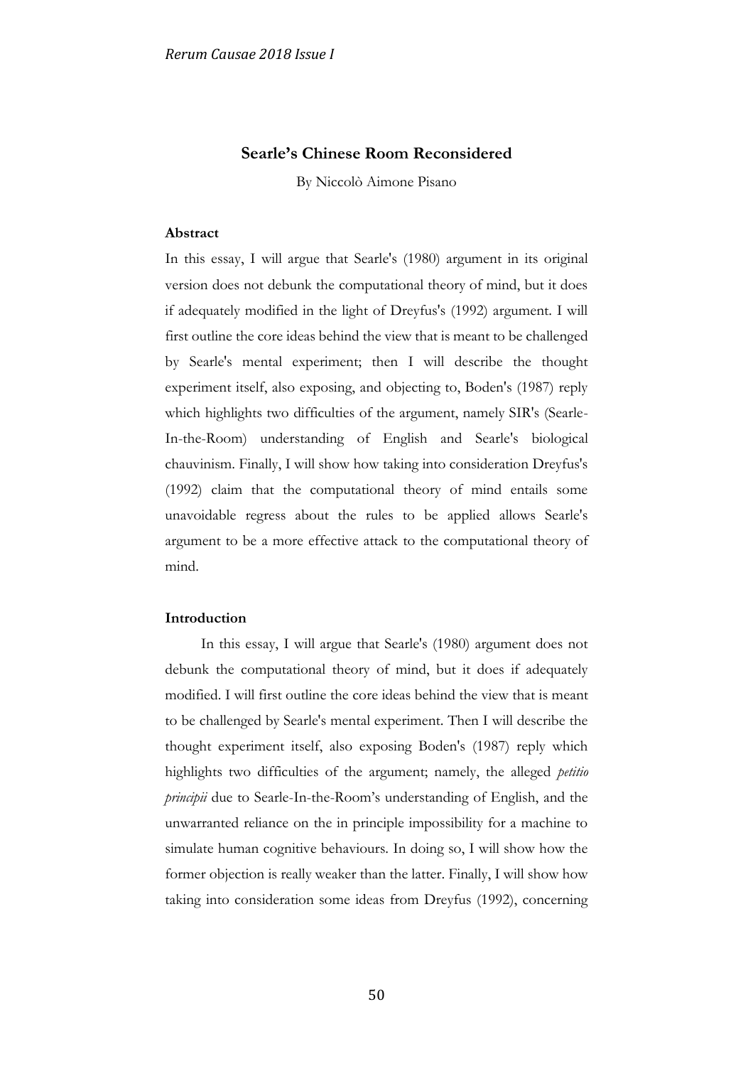# Searle's Chinese Room Reconsidered

By Niccolò Aimone Pisano

## Abstract

In this essay, I will argue that Searle's (1980) argument in its original version does not debunk the computational theory of mind, but it does if adequately modified in the light of Dreyfus's (1992) argument. I will first outline the core ideas behind the view that is meant to be challenged by Searle's mental experiment; then I will describe the thought experiment itself, also exposing, and objecting to, Boden's (1987) reply which highlights two difficulties of the argument, namely SIR's (Searle-In-the-Room) understanding of English and Searle's biological chauvinism. Finally, I will show how taking into consideration Dreyfus's (1992) claim that the computational theory of mind entails some unavoidable regress about the rules to be applied allows Searle's argument to be a more effective attack to the computational theory of mind.

## Introduction

In this essay, I will argue that Searle's (1980) argument does not debunk the computational theory of mind, but it does if adequately modified. I will first outline the core ideas behind the view that is meant to be challenged by Searle's mental experiment. Then I will describe the thought experiment itself, also exposing Boden's (1987) reply which highlights two difficulties of the argument; namely, the alleged *petitio principii* due to Searle-In-the-Room's understanding of English, and the unwarranted reliance on the in principle impossibility for a machine to simulate human cognitive behaviours. In doing so, I will show how the former objection is really weaker than the latter. Finally, I will show how taking into consideration some ideas from Dreyfus (1992), concerning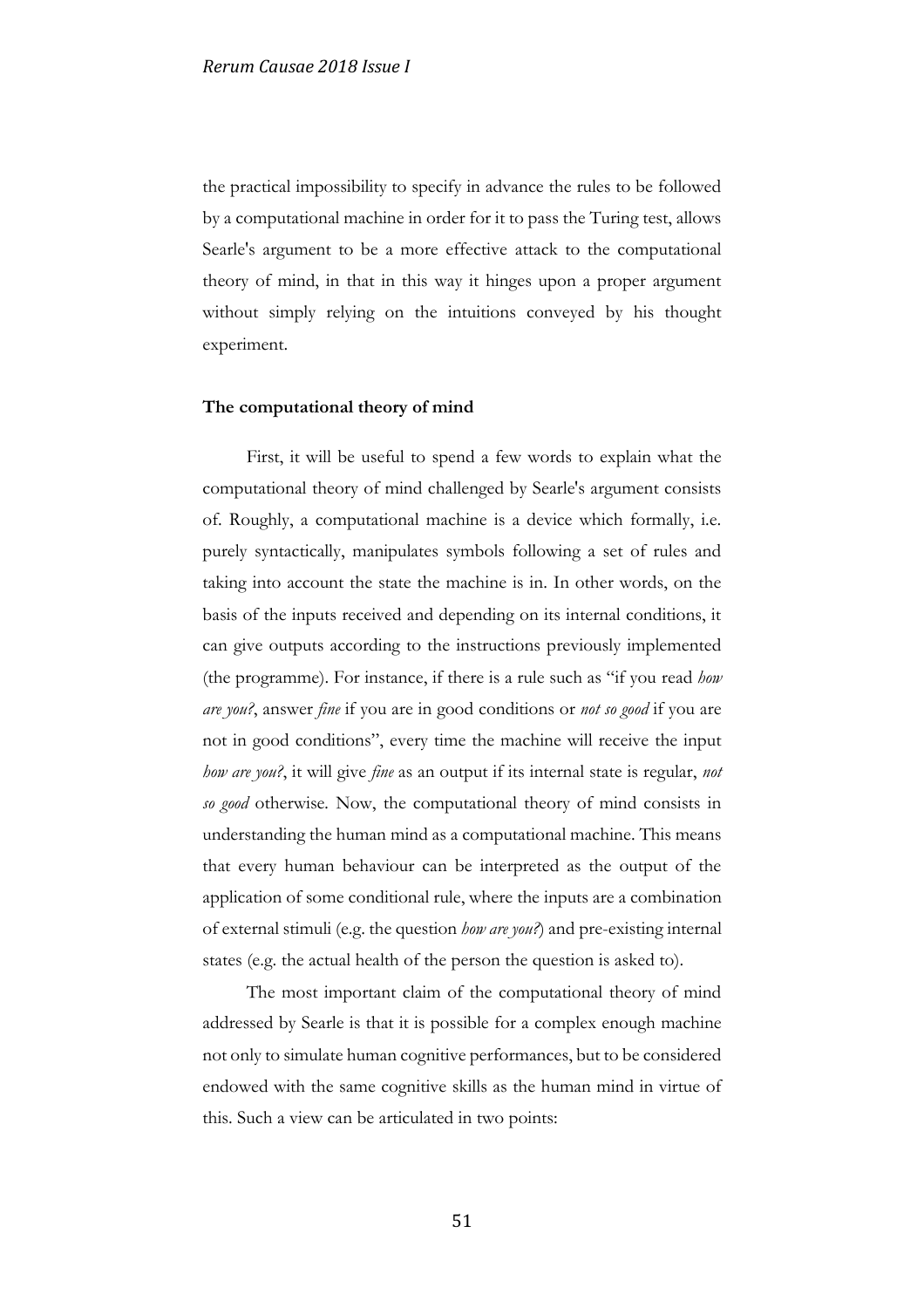the practical impossibility to specify in advance the rules to be followed by a computational machine in order for it to pass the Turing test, allows Searle's argument to be a more effective attack to the computational theory of mind, in that in this way it hinges upon a proper argument without simply relying on the intuitions conveyed by his thought experiment.

**The computational theory of mind**

First, it will be useful to spend a few words to explain what the computational theory of mind challenged by Searle's argument consists of. Roughly, a computational machine is a device which formally, i.e. purely syntactically, manipulates symbols following a set of rules and taking into account the state the machine is in. In other words, on the basis of the inputs received and depending on its internal conditions, it can give outputs according to the instructions previously implemented (the programme). For instance, if there is a rule such as "if you read *how are you?*, answer *fine* if you are in good conditions or *not so good* if you are not in good conditions", every time the machine will receive the input *how are you?*, it will give *fine* as an output if its internal state is regular, *not so good* otherwise. Now, the computational theory of mind consists in understanding the human mind as a computational machine. This means that every human behaviour can be interpreted as the output of the application of some conditional rule, where the inputs are a combination of external stimuli (e.g. the question *how are you?*) and pre-existing internal states (e.g. the actual health of the person the question is asked to).

The most important claim of the computational theory of mind addressed by Searle is that it is possible for a complex enough machine not only to simulate human cognitive performances, but to be considered endowed with the same cognitive skills as the human mind in virtue of this. Such a view can be articulated in two points: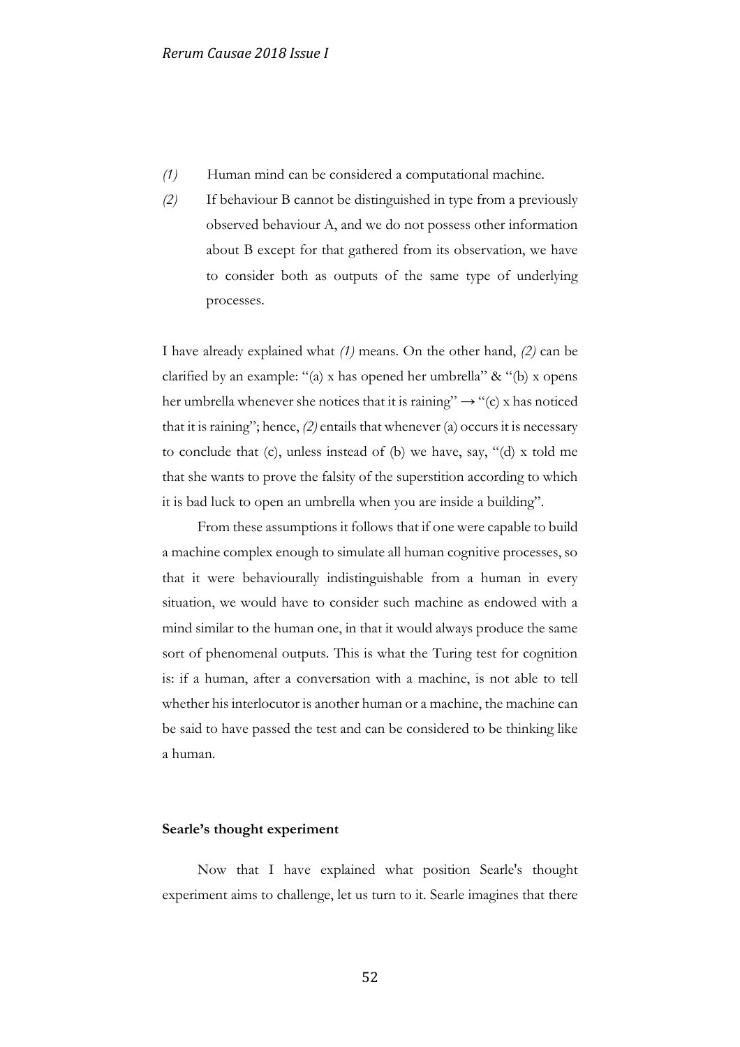*(1)* Human mind can be considered a computational machine.

*(2)* If behaviour B cannot be distinguished in type from a previously observed behaviour A, and we do not possess other information about B except for that gathered from its observation, we have to consider both as outputs of the same type of underlying processes.

I have already explained what *(1)* means. On the other hand, *(2)* can be clarified by an example: "(a) x has opened her umbrella" & "(b) x opens her umbrella whenever she notices that it is raining" → "(c) x has noticed that it is raining"; hence, *(2)* entails that whenever (a) occurs it is necessary to conclude that (c), unless instead of (b) we have, say, "(d) x told me that she wants to prove the falsity of the superstition according to which it is bad luck to open an umbrella when you are inside a building".

From these assumptions it follows that if one were capable to build a machine complex enough to simulate all human cognitive processes, so that it were behaviourally indistinguishable from a human in every situation, we would have to consider such machine as endowed with a mind similar to the human one, in that it would always produce the same sort of phenomenal outputs. This is what the Turing test for cognition is: if a human, after a conversation with a machine, is not able to tell whether his interlocutor is another human or a machine, the machine can be said to have passed the test and can be considered to be thinking like a human.

**Searle's thought experiment**

Now that I have explained what position Searle's thought experiment aims to challenge, let us turn to it. Searle imagines that there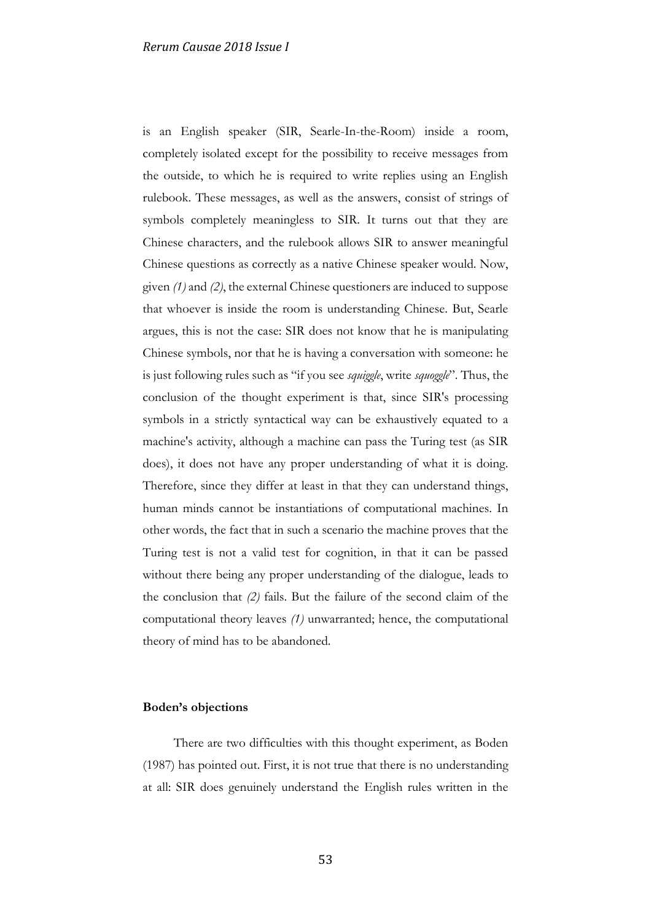is an English speaker (SIR, Searle-In-the-Room) inside a room, completely isolated except for the possibility to receive messages from the outside, to which he is required to write replies using an English rulebook. These messages, as well as the answers, consist of strings of symbols completely meaningless to SIR. It turns out that they are Chinese characters, and the rulebook allows SIR to answer meaningful Chinese questions as correctly as a native Chinese speaker would. Now, given *(1)* and *(2)*, the external Chinese questioners are induced to suppose that whoever is inside the room is understanding Chinese. But, Searle argues, this is not the case: SIR does not know that he is manipulating Chinese symbols, nor that he is having a conversation with someone: he is just following rules such as "if you see *squiggle*, write *squoggle*". Thus, the conclusion of the thought experiment is that, since SIR's processing symbols in a strictly syntactical way can be exhaustively equated to a machine's activity, although a machine can pass the Turing test (as SIR does), it does not have any proper understanding of what it is doing. Therefore, since they differ at least in that they can understand things, human minds cannot be instantiations of computational machines. In other words, the fact that in such a scenario the machine proves that the Turing test is not a valid test for cognition, in that it can be passed without there being any proper understanding of the dialogue, leads to the conclusion that *(2)* fails. But the failure of the second claim of the computational theory leaves *(1)* unwarranted; hence, the computational theory of mind has to be abandoned.

**Boden's objections**

There are two difficulties with this thought experiment, as Boden (1987) has pointed out. First, it is not true that there is no understanding at all: SIR does genuinely understand the English rules written in the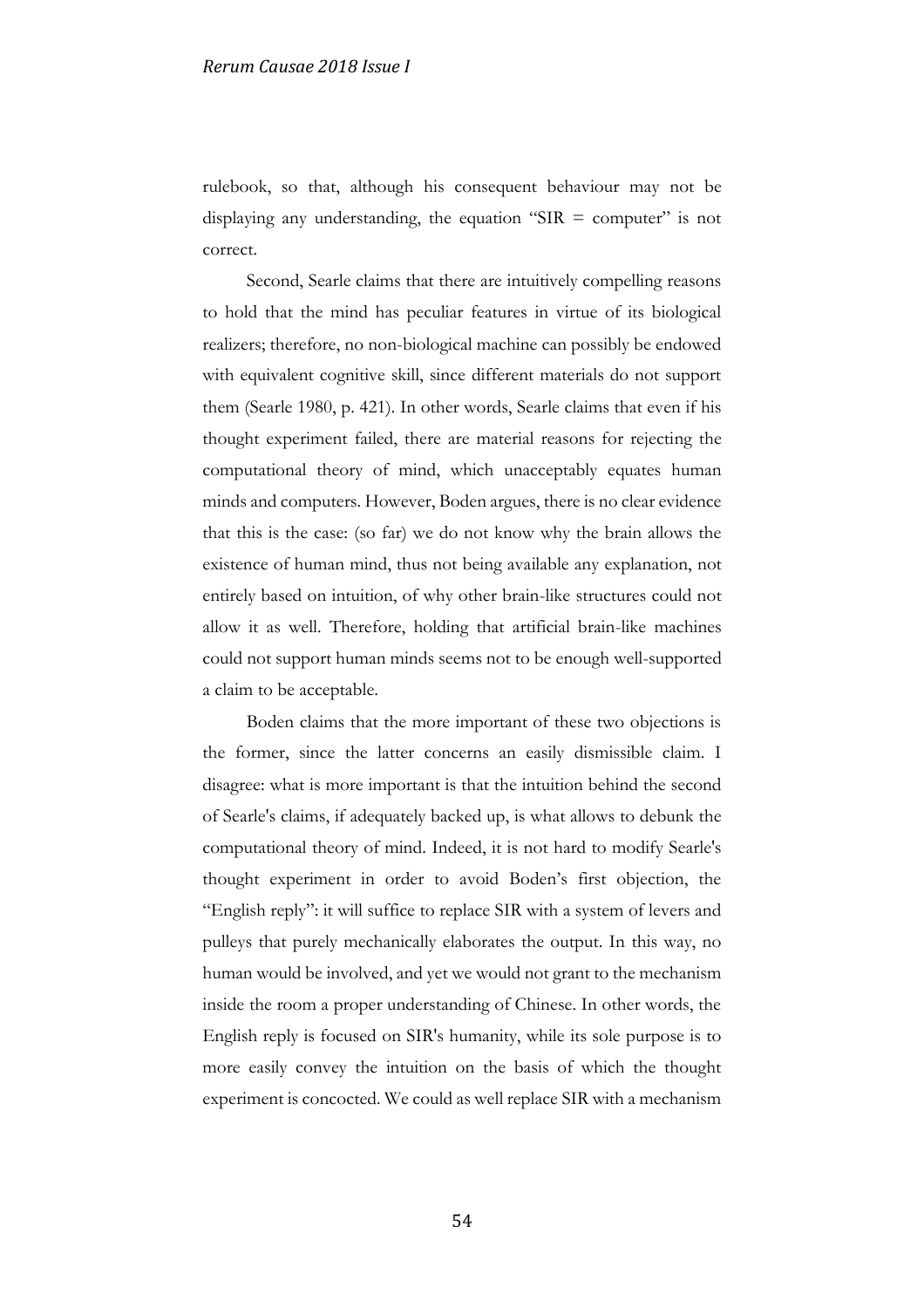rulebook, so that, although his consequent behaviour may not be displaying any understanding, the equation "SIR = computer" is not correct.

Second, Searle claims that there are intuitively compelling reasons to hold that the mind has peculiar features in virtue of its biological realizers; therefore, no non-biological machine can possibly be endowed with equivalent cognitive skill, since different materials do not support them (Searle 1980, p. 421). In other words, Searle claims that even if his thought experiment failed, there are material reasons for rejecting the computational theory of mind, which unacceptably equates human minds and computers. However, Boden argues, there is no clear evidence that this is the case: (so far) we do not know why the brain allows the existence of human mind, thus not being available any explanation, not entirely based on intuition, of why other brain-like structures could not allow it as well. Therefore, holding that artificial brain-like machines could not support human minds seems not to be enough well-supported a claim to be acceptable.

Boden claims that the more important of these two objections is the former, since the latter concerns an easily dismissible claim. I disagree: what is more important is that the intuition behind the second of Searle's claims, if adequately backed up, is what allows to debunk the computational theory of mind. Indeed, it is not hard to modify Searle's thought experiment in order to avoid Boden's first objection, the "English reply": it will suffice to replace SIR with a system of levers and pulleys that purely mechanically elaborates the output. In this way, no human would be involved, and yet we would not grant to the mechanism inside the room a proper understanding of Chinese. In other words, the English reply is focused on SIR's humanity, while its sole purpose is to more easily convey the intuition on the basis of which the thought experiment is concocted. We could as well replace SIR with a mechanism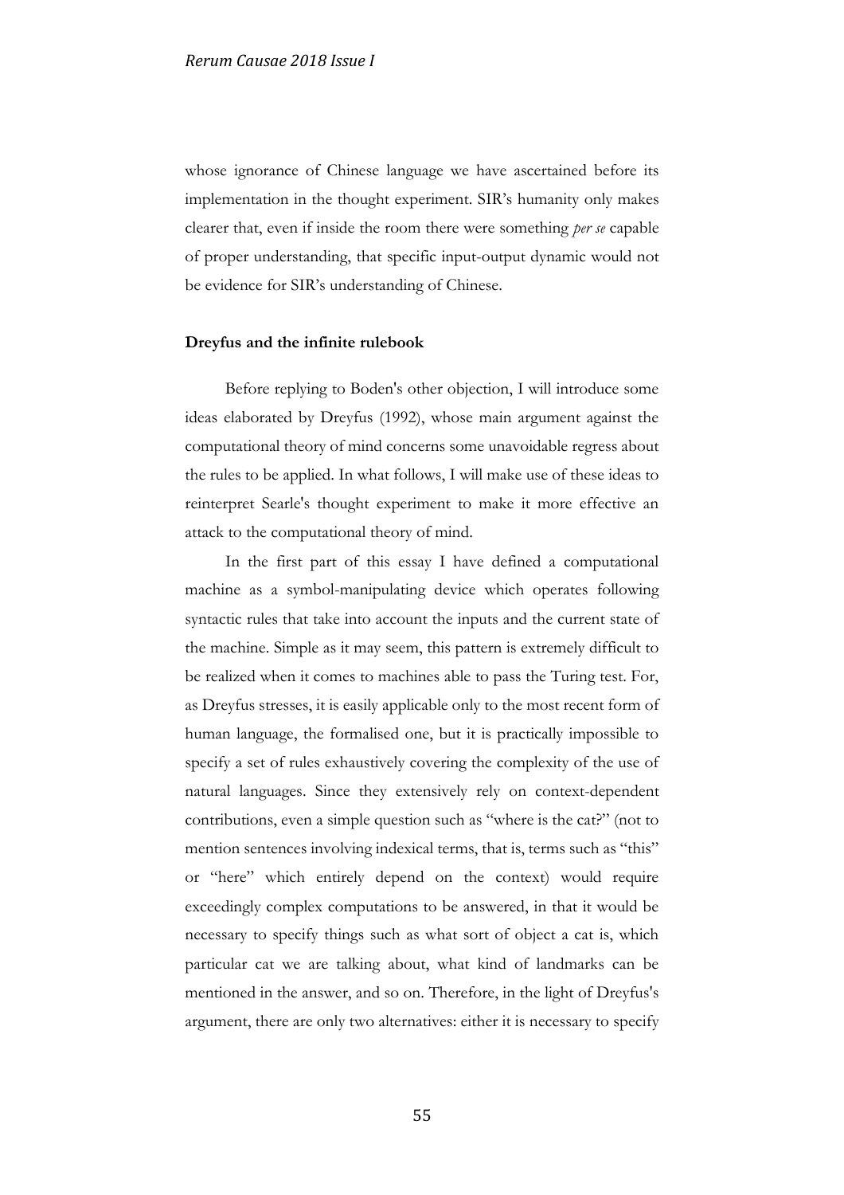whose ignorance of Chinese language we have ascertained before its implementation in the thought experiment. SIR's humanity only makes clearer that, even if inside the room there were something *per se* capable of proper understanding, that specific input-output dynamic would not be evidence for SIR's understanding of Chinese.

**Dreyfus and the infinite rulebook**

Before replying to Boden's other objection, I will introduce some ideas elaborated by Dreyfus (1992), whose main argument against the computational theory of mind concerns some unavoidable regress about the rules to be applied. In what follows, I will make use of these ideas to reinterpret Searle's thought experiment to make it more effective an attack to the computational theory of mind.

In the first part of this essay I have defined a computational machine as a symbol-manipulating device which operates following syntactic rules that take into account the inputs and the current state of the machine. Simple as it may seem, this pattern is extremely difficult to be realized when it comes to machines able to pass the Turing test. For, as Dreyfus stresses, it is easily applicable only to the most recent form of human language, the formalised one, but it is practically impossible to specify a set of rules exhaustively covering the complexity of the use of natural languages. Since they extensively rely on context-dependent contributions, even a simple question such as "where is the cat?" (not to mention sentences involving indexical terms, that is, terms such as "this" or "here" which entirely depend on the context) would require exceedingly complex computations to be answered, in that it would be necessary to specify things such as what sort of object a cat is, which particular cat we are talking about, what kind of landmarks can be mentioned in the answer, and so on. Therefore, in the light of Dreyfus's argument, there are only two alternatives: either it is necessary to specify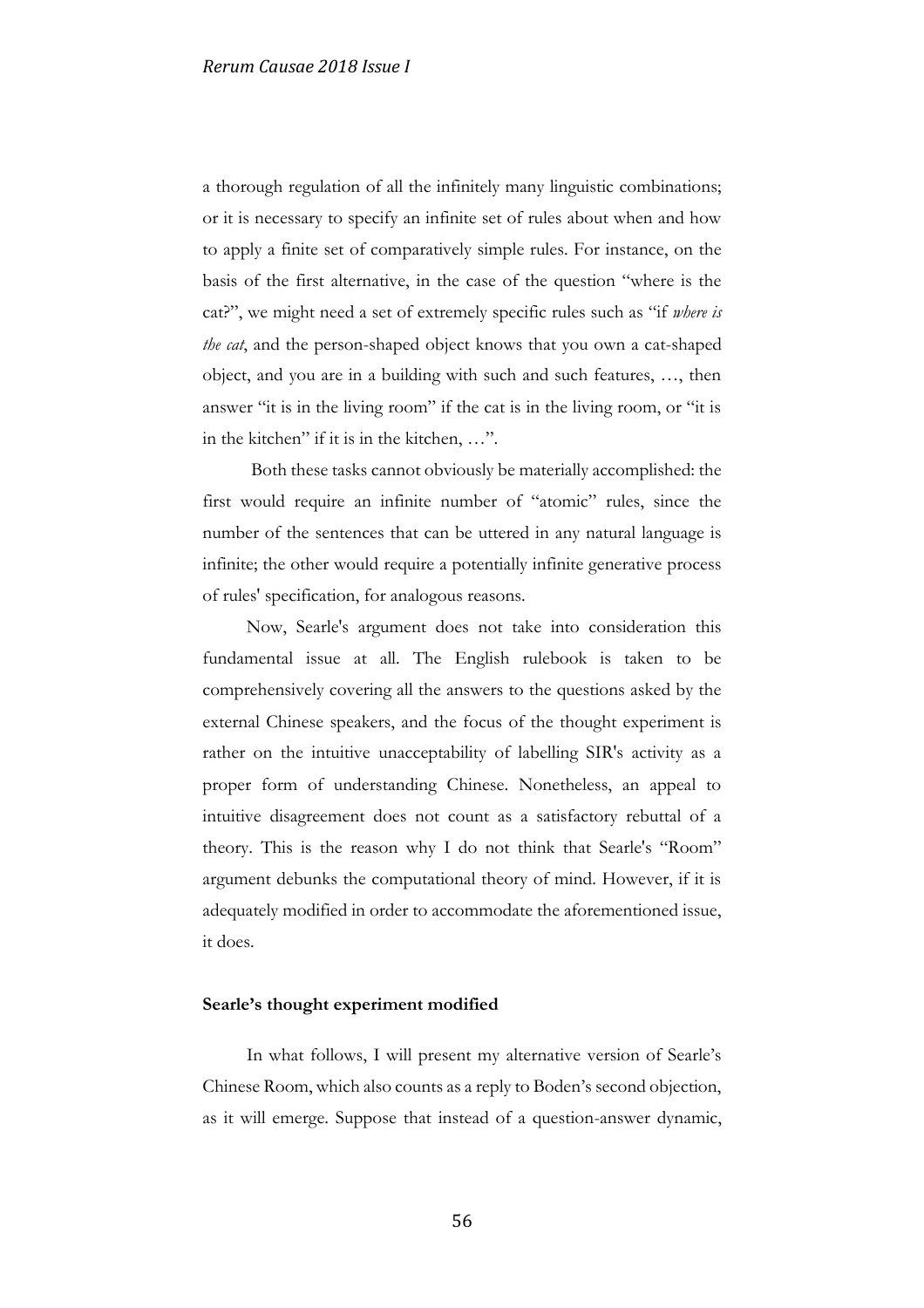a thorough regulation of all the infinitely many linguistic combinations; or it is necessary to specify an infinite set of rules about when and how to apply a finite set of comparatively simple rules. For instance, on the basis of the first alternative, in the case of the question "where is the cat?", we might need a set of extremely specific rules such as "if *where is the cat*, and the person-shaped object knows that you own a cat-shaped object, and you are in a building with such and such features, …, then answer "it is in the living room" if the cat is in the living room, or "it is in the kitchen" if it is in the kitchen, …".

Both these tasks cannot obviously be materially accomplished: the first would require an infinite number of "atomic" rules, since the number of the sentences that can be uttered in any natural language is infinite; the other would require a potentially infinite generative process of rules' specification, for analogous reasons.

Now, Searle's argument does not take into consideration this fundamental issue at all. The English rulebook is taken to be comprehensively covering all the answers to the questions asked by the external Chinese speakers, and the focus of the thought experiment is rather on the intuitive unacceptability of labelling SIR's activity as a proper form of understanding Chinese. Nonetheless, an appeal to intuitive disagreement does not count as a satisfactory rebuttal of a theory. This is the reason why I do not think that Searle's "Room" argument debunks the computational theory of mind. However, if it is adequately modified in order to accommodate the aforementioned issue, it does.

### Searle's thought experiment modified

In what follows, I will present my alternative version of Searle's Chinese Room, which also counts as a reply to Boden's second objection, as it will emerge. Suppose that instead of a question-answer dynamic,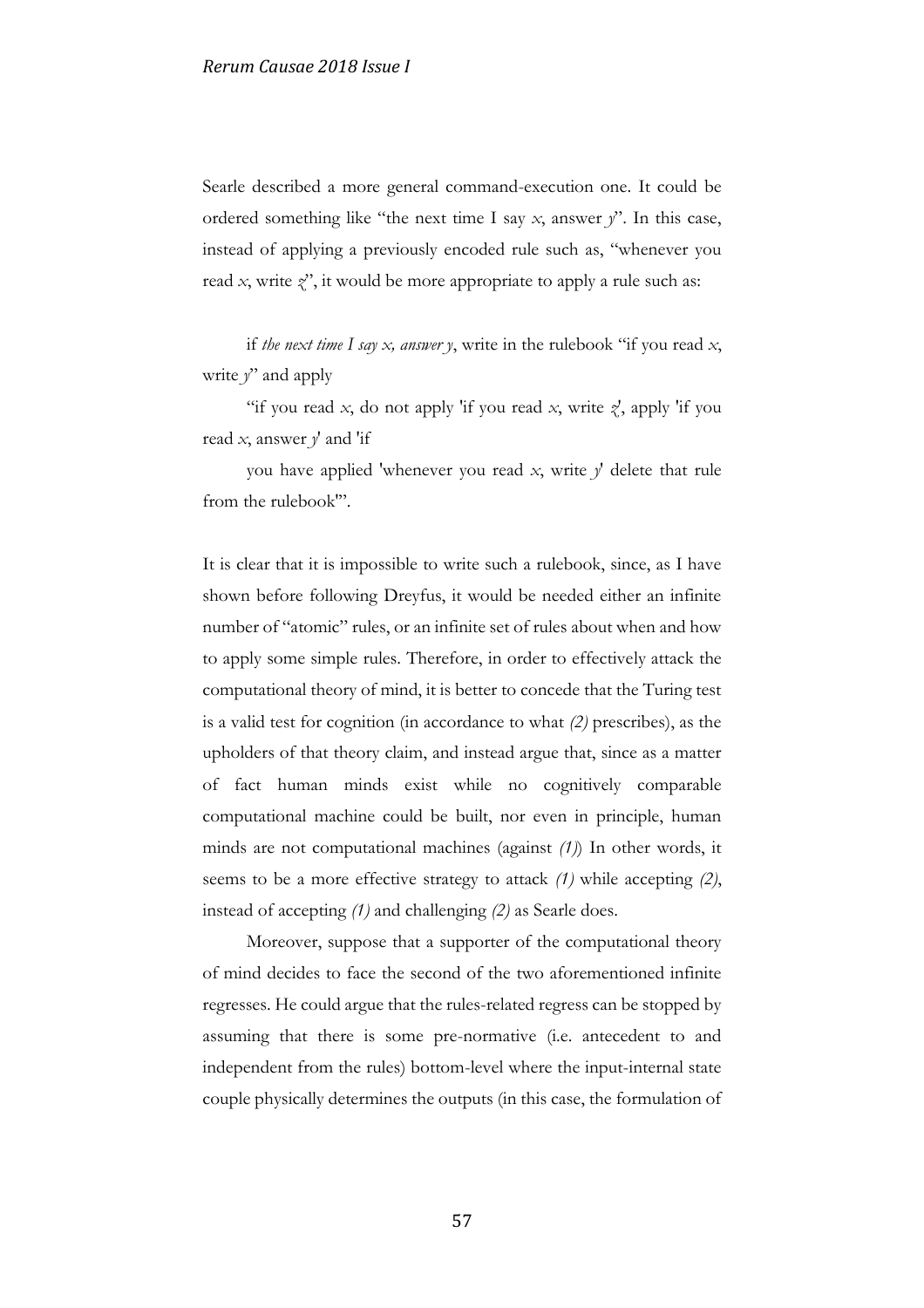Searle described a more general command-execution one. It could be ordered something like "the next time I say *x*, answer *y*". In this case, instead of applying a previously encoded rule such as, "whenever you read *x*, write *z*", it would be more appropriate to apply a rule such as:

if *the next time I say x, answer y*, write in the rulebook "if you read *x*, write *y*" and apply

"if you read *x*, do not apply 'if you read *x*, write *z*', apply 'if you read *x*, answer *y*' and 'if

you have applied 'whenever you read *x*, write *y*' delete that rule from the rulebook'".

It is clear that it is impossible to write such a rulebook, since, as I have shown before following Dreyfus, it would be needed either an infinite number of "atomic" rules, or an infinite set of rules about when and how to apply some simple rules. Therefore, in order to effectively attack the computational theory of mind, it is better to concede that the Turing test is a valid test for cognition (in accordance to what *(2)* prescribes), as the upholders of that theory claim, and instead argue that, since as a matter of fact human minds exist while no cognitively comparable computational machine could be built, nor even in principle, human minds are not computational machines (against *(1)*) In other words, it seems to be a more effective strategy to attack *(1)* while accepting *(2)*, instead of accepting *(1)* and challenging *(2)* as Searle does.

Moreover, suppose that a supporter of the computational theory of mind decides to face the second of the two aforementioned infinite regresses. He could argue that the rules-related regress can be stopped by assuming that there is some pre-normative (i.e. antecedent to and independent from the rules) bottom-level where the input-internal state couple physically determines the outputs (in this case, the formulation of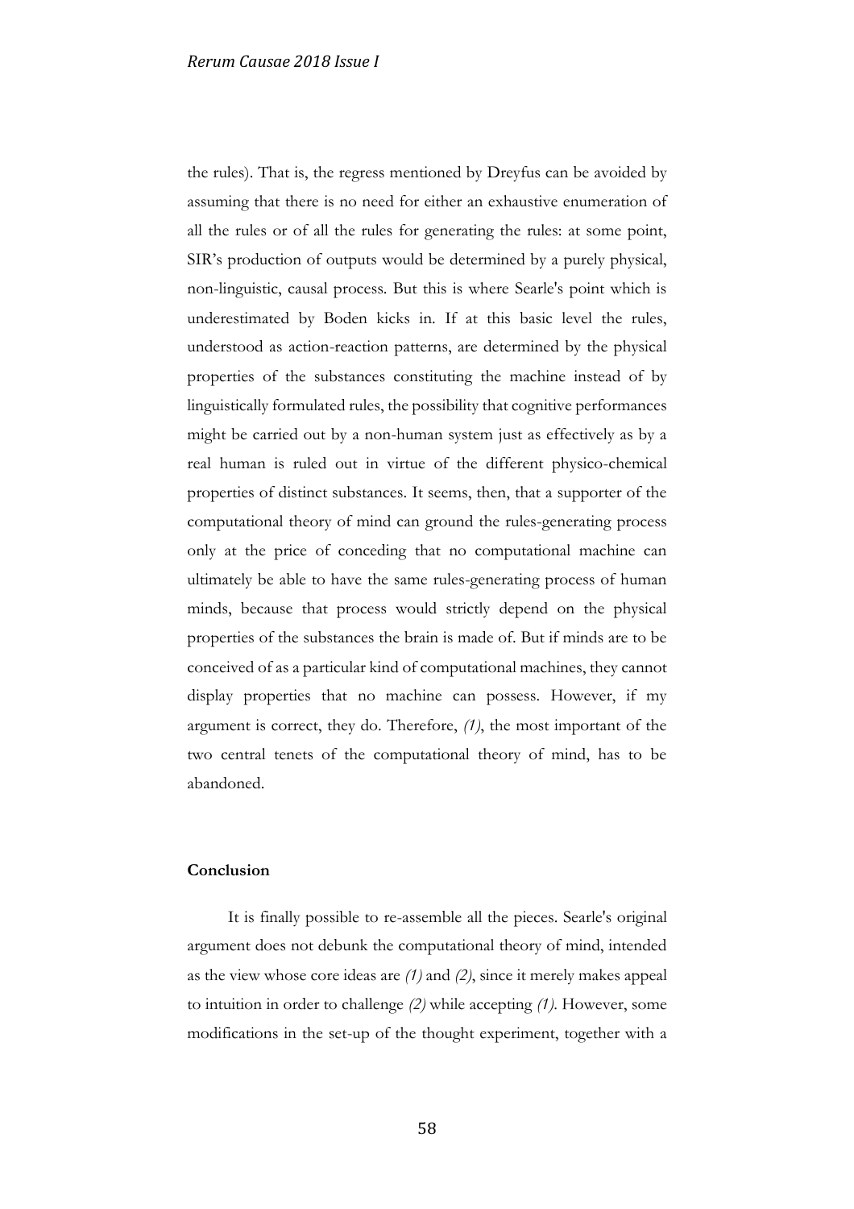the rules). That is, the regress mentioned by Dreyfus can be avoided by assuming that there is no need for either an exhaustive enumeration of all the rules or of all the rules for generating the rules: at some point, SIR's production of outputs would be determined by a purely physical, non-linguistic, causal process. But this is where Searle's point which is underestimated by Boden kicks in. If at this basic level the rules, understood as action-reaction patterns, are determined by the physical properties of the substances constituting the machine instead of by linguistically formulated rules, the possibility that cognitive performances might be carried out by a non-human system just as effectively as by a real human is ruled out in virtue of the different physico-chemical properties of distinct substances. It seems, then, that a supporter of the computational theory of mind can ground the rules-generating process only at the price of conceding that no computational machine can ultimately be able to have the same rules-generating process of human minds, because that process would strictly depend on the physical properties of the substances the brain is made of. But if minds are to be conceived of as a particular kind of computational machines, they cannot display properties that no machine can possess. However, if my argument is correct, they do. Therefore, *(1)*, the most important of the two central tenets of the computational theory of mind, has to be abandoned.

**Conclusion**

It is finally possible to re-assemble all the pieces. Searle's original argument does not debunk the computational theory of mind, intended as the view whose core ideas are *(1)* and *(2)*, since it merely makes appeal to intuition in order to challenge *(2)* while accepting *(1)*. However, some modifications in the set-up of the thought experiment, together with a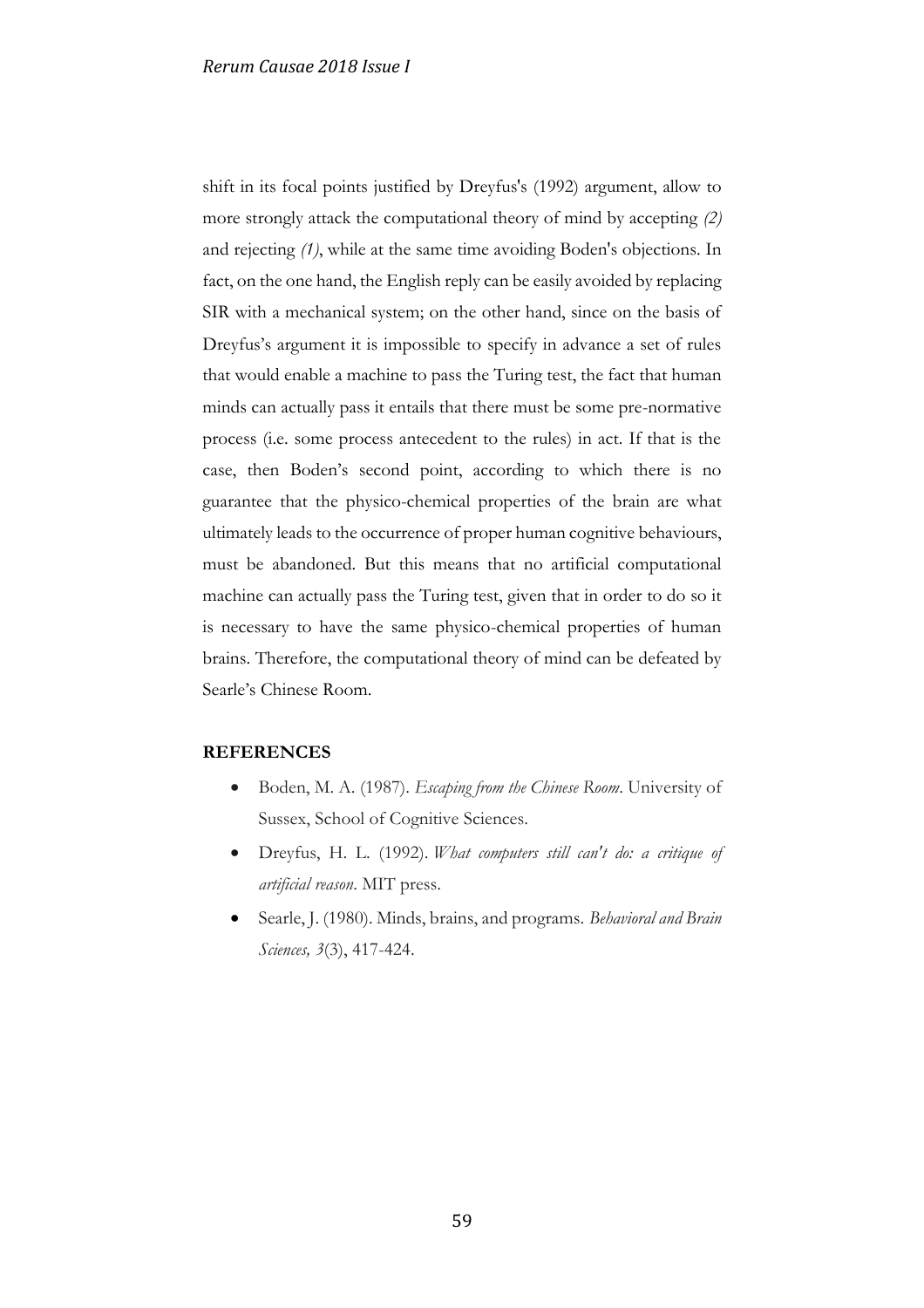shift in its focal points justified by Dreyfus's (1992) argument, allow to more strongly attack the computational theory of mind by accepting *(2)* and rejecting *(1)*, while at the same time avoiding Boden's objections. In fact, on the one hand, the English reply can be easily avoided by replacing SIR with a mechanical system; on the other hand, since on the basis of Dreyfus's argument it is impossible to specify in advance a set of rules that would enable a machine to pass the Turing test, the fact that human minds can actually pass it entails that there must be some pre-normative process (i.e. some process antecedent to the rules) in act. If that is the case, then Boden's second point, according to which there is no guarantee that the physico-chemical properties of the brain are what ultimately leads to the occurrence of proper human cognitive behaviours, must be abandoned. But this means that no artificial computational machine can actually pass the Turing test, given that in order to do so it is necessary to have the same physico-chemical properties of human brains. Therefore, the computational theory of mind can be defeated by Searle's Chinese Room.

**REFERENCES**

- Boden, M. A. (1987). *Escaping from the Chinese Room*. University of Sussex, School of Cognitive Sciences.
- Dreyfus, H. L. (1992). *What computers still can't do: a critique of artificial reason*. MIT press.
- Searle, J. (1980). Minds, brains, and programs. *Behavioral and Brain Sciences, 3*(3), 417-424.